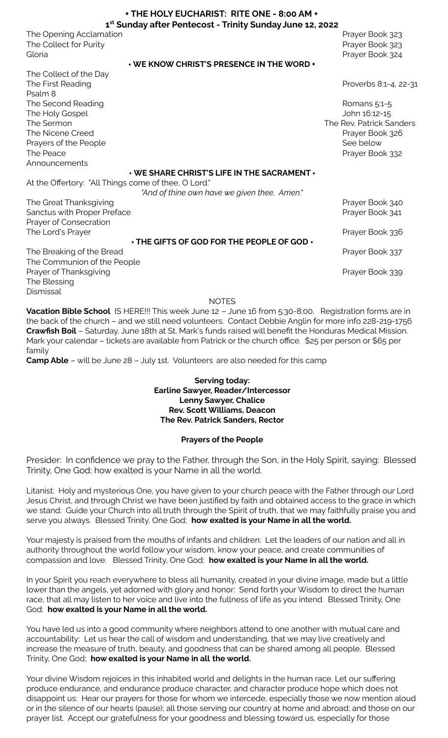# ✦ THE HOLY EUCHARIST: RITE ONE - 8:00 AM ✦

## 1st Sunday after Pentecost - Trinity Sunday June 12, 2022

| | |
|---|---|
| The Opening Acclamation | Prayer Book 323 |
| The Collect for Purity | Prayer Book 323 |
| Gloria | Prayer Book 324 |

### ✦ WE KNOW CHRIST'S PRESENCE IN THE WORD ✦

| | |
|---|---|
| The Collect of the Day | |
| The First Reading | Proverbs 8:1-4, 22-31 |
| Psalm 8 | |
| The Second Reading | Romans 5:1-5 |
| The Holy Gospel | John 16:12-15 |
| The Sermon | The Rev. Patrick Sanders |
| The Nicene Creed | Prayer Book 326 |
| Prayers of the People | See below |
| The Peace | Prayer Book 332 |
| Announcements | |

### ✦ WE SHARE CHRIST'S LIFE IN THE SACRAMENT ✦

At the Offertory: "All Things come of thee, O Lord."
*"And of thine own have we given thee. Amen."*

| | |
|---|---|
| The Great Thanksgiving | Prayer Book 340 |
| Sanctus with Proper Preface | Prayer Book 341 |
| Prayer of Consecration | |
| The Lord's Prayer | Prayer Book 336 |

### ✦ THE GIFTS OF GOD FOR THE PEOPLE OF GOD ✦

| | |
|---|---|
| The Breaking of the Bread | Prayer Book 337 |
| The Communion of the People | |
| Prayer of Thanksgiving | Prayer Book 339 |
| The Blessing | |
| Dismissal | |

NOTES

**Vacation Bible School** IS HERE!!! This week June 12 – June 16 from 5:30-8:00. Registration forms are in the back of the church – and we still need volunteers. Contact Debbie Anglin for more info 228-219-1756

**Crawfish Boil** – Saturday, June 18th at St. Mark's funds raised will benefit the Honduras Medical Mission. Mark your calendar – tickets are available from Patrick or the church office. $25 per person or $65 per family

**Camp Able** – will be June 28 – July 1st. Volunteers are also needed for this camp

**Serving today:**
**Earline Sawyer, Reader/Intercessor**
**Lenny Sawyer, Chalice**
**Rev. Scott Williams, Deacon**
**The Rev. Patrick Sanders, Rector**

**Prayers of the People**

Presider: In confidence we pray to the Father, through the Son, in the Holy Spirit, saying: Blessed Trinity, One God; how exalted is your Name in all the world.

Litanist: Holy and mysterious One, you have given to your church peace with the Father through our Lord Jesus Christ, and through Christ we have been justified by faith and obtained access to the grace in which we stand: Guide your Church into all truth through the Spirit of truth, that we may faithfully praise you and serve you always. Blessed Trinity, One God; **how exalted is your Name in all the world.**

Your majesty is praised from the mouths of infants and children: Let the leaders of our nation and all in authority throughout the world follow your wisdom, know your peace, and create communities of compassion and love. Blessed Trinity, One God; **how exalted is your Name in all the world.**

In your Spirit you reach everywhere to bless all humanity, created in your divine image, made but a little lower than the angels, yet adorned with glory and honor: Send forth your Wisdom to direct the human race, that all may listen to her voice and live into the fullness of life as you intend. Blessed Trinity, One God; **how exalted is your Name in all the world.**

You have led us into a good community where neighbors attend to one another with mutual care and accountability: Let us hear the call of wisdom and understanding, that we may live creatively and increase the measure of truth, beauty, and goodness that can be shared among all people. Blessed Trinity, One God; **how exalted is your Name in all the world.**

Your divine Wisdom rejoices in this inhabited world and delights in the human race. Let our suffering produce endurance, and endurance produce character, and character produce hope which does not disappoint us: Hear our prayers for those for whom we intercede, especially those we now mention aloud or in the silence of our hearts (pause); all those serving our country at home and abroad; and those on our prayer list. Accept our gratefulness for your goodness and blessing toward us, especially for those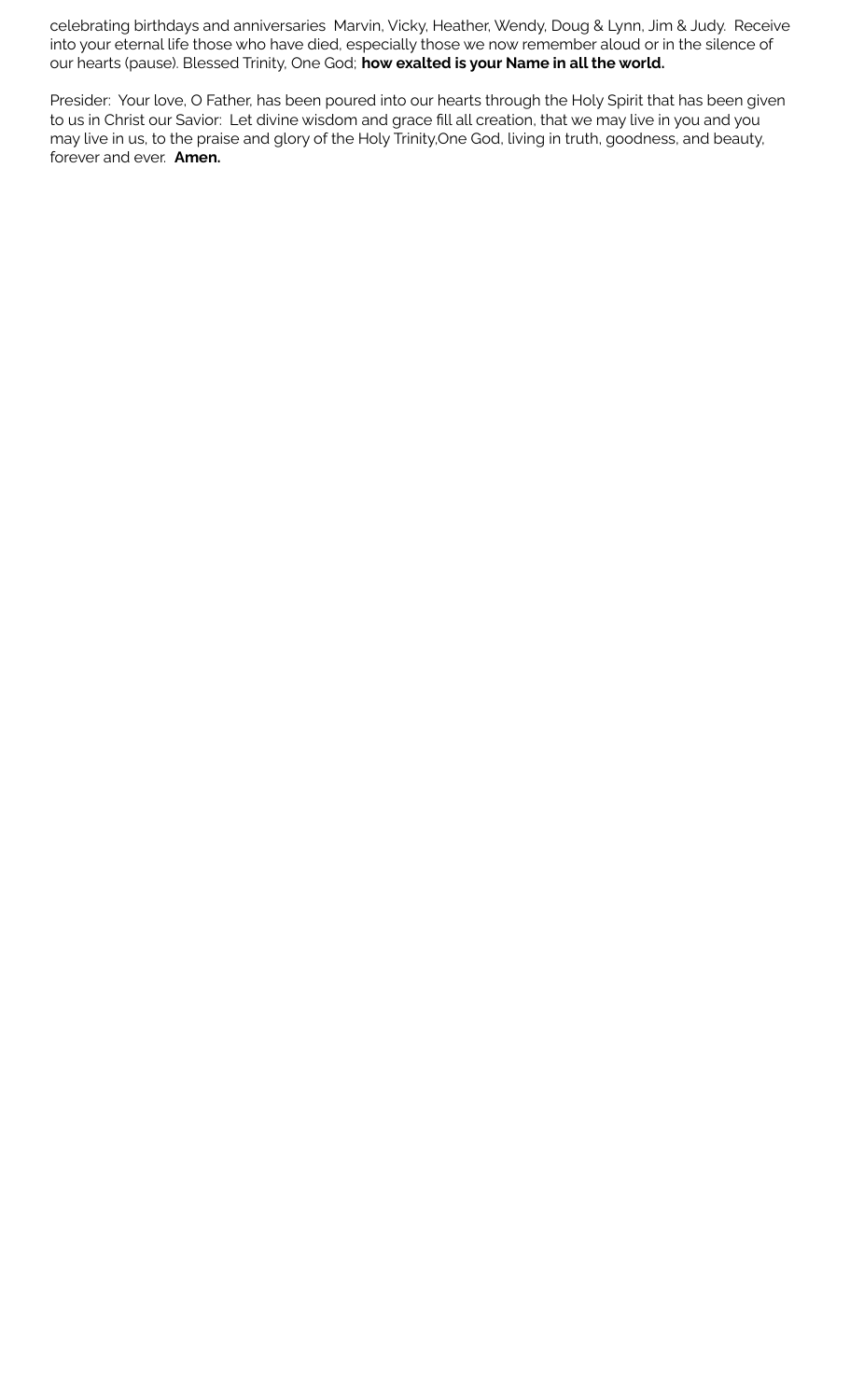celebrating birthdays and anniversaries  Marvin, Vicky, Heather, Wendy, Doug & Lynn, Jim & Judy.  Receive into your eternal life those who have died, especially those we now remember aloud or in the silence of our hearts (pause). Blessed Trinity, One God; **how exalted is your Name in all the world.**

Presider:  Your love, O Father, has been poured into our hearts through the Holy Spirit that has been given to us in Christ our Savior:  Let divine wisdom and grace fill all creation, that we may live in you and you may live in us, to the praise and glory of the Holy Trinity,One God, living in truth, goodness, and beauty, forever and ever.  **Amen.**